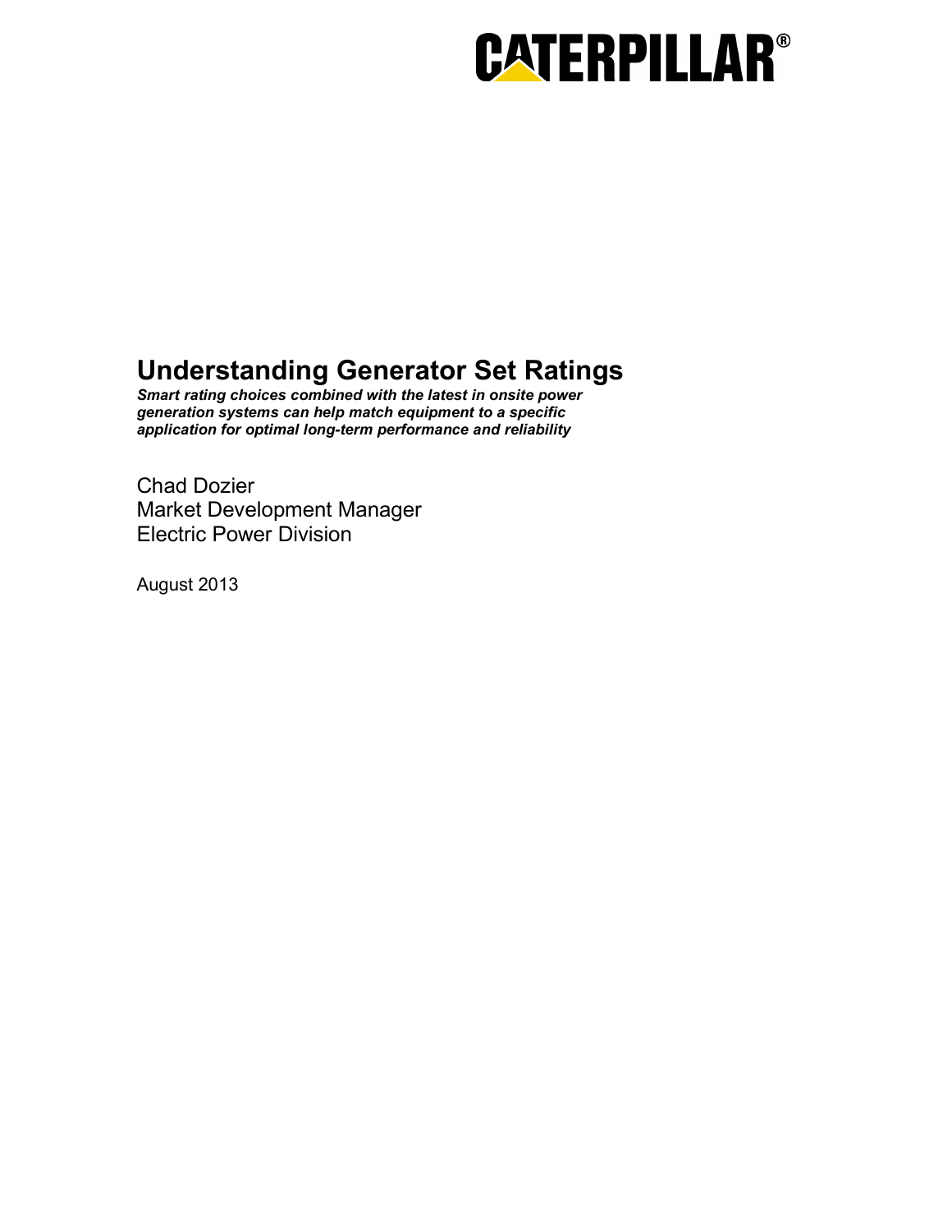CATERPILLAR®

# Understanding Generator Set Ratings

***Smart rating choices combined with the latest in onsite power generation systems can help match equipment to a specific application for optimal long-term performance and reliability***

Chad Dozier
Market Development Manager
Electric Power Division

August 2013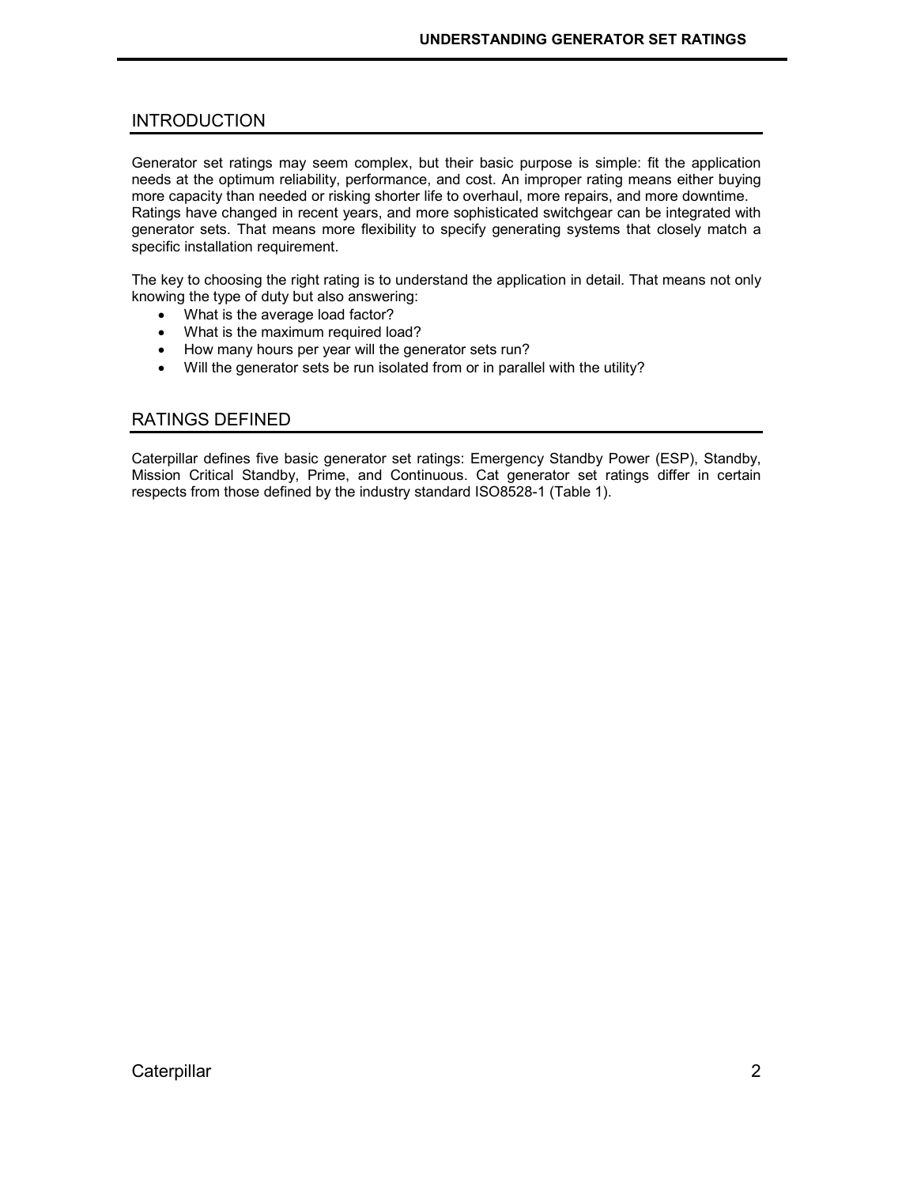## INTRODUCTION

Generator set ratings may seem complex, but their basic purpose is simple: fit the application needs at the optimum reliability, performance, and cost. An improper rating means either buying more capacity than needed or risking shorter life to overhaul, more repairs, and more downtime. Ratings have changed in recent years, and more sophisticated switchgear can be integrated with generator sets. That means more flexibility to specify generating systems that closely match a specific installation requirement.

The key to choosing the right rating is to understand the application in detail. That means not only knowing the type of duty but also answering:

- What is the average load factor?
- What is the maximum required load?
- How many hours per year will the generator sets run?
- Will the generator sets be run isolated from or in parallel with the utility?

## RATINGS DEFINED

Caterpillar defines five basic generator set ratings: Emergency Standby Power (ESP), Standby, Mission Critical Standby, Prime, and Continuous. Cat generator set ratings differ in certain respects from those defined by the industry standard ISO8528-1 (Table 1).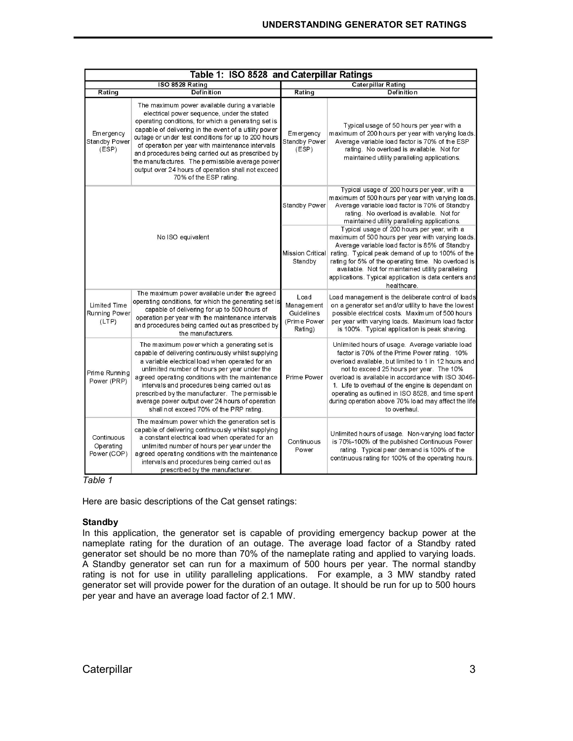| Table 1: ISO 8528 and Caterpillar Ratings | | | |
|---|---|---|---|
| ISO 8528 Rating | | Caterpillar Rating | |
| Rating | Definition | Rating | Definition |
| Emergency Standby Power (ESP) | The maximum power available during a variable electrical power sequence, under the stated operating conditions, for which a generating set is capable of delivering in the event of a utility power outage or under test conditions for up to 200 hours of operation per year with maintenance intervals and procedures being carried out as prescribed by the manufactures. The permissible average power output over 24 hours of operation shall not exceed 70% of the ESP rating. | Emergency Standby Power (ESP) | Typical usage of 50 hours per year with a maximum of 200 hours per year with varying loads. Average variable load factor is 70% of the ESP rating. No overload is available. Not for maintained utility paralleling applications. |
| No ISO equivalent | | Standby Power | Typical usage of 200 hours per year, with a maximum of 500 hours per year with varying loads. Average variable load factor is 70% of Standby rating. No overload is available. Not for maintained utility paralleling applications. |
| | | Mission Critical Standby | Typical usage of 200 hours per year, with a maximum of 500 hours per year with varying loads. Average variable load factor is 85% of Standby rating. Typical peak demand of up to 100% of the rating for 5% of the operating time. No overload is available. Not for maintained utility paralleling applications. Typical application is data centers and healthcare. |
| Limited Time Running Power (LTP) | The maximum power available under the agreed operating conditions, for which the generating set is capable of delivering for up to 500 hours of operation per year with the maintenance intervals and procedures being carried out as prescribed by the manufacturers. | Load Management Guidelines (Prime Power Rating) | Load management is the deliberate control of loads on a generator set and/or utility to have the lowest possible electrical costs. Maximum of 500 hours per year with varying loads. Maximum load factor is 100%. Typical application is peak shaving. |
| Prime Running Power (PRP) | The maximum power which a generating set is capable of delivering continuously whilst supplying a variable electrical load when operated for an unlimited number of hours per year under the agreed operating conditions with the maintenance intervals and procedures being carried out as prescribed by the manufacturer. The permissible average power output over 24 hours of operation shall not exceed 70% of the PRP rating. | Prime Power | Unlimited hours of usage. Average variable load factor is 70% of the Prime Power rating. 10% overload available, but limited to 1 in 12 hours and not to exceed 25 hours per year. The 10% overload is available in accordance with ISO 3046-1. Life to overhaul of the engine is dependant on operating as outlined in ISO 8528, and time spent during operation above 70% load may affect the life to overhaul. |
| Continuous Operating Power (COP) | The maximum power which the generation set is capable of delivering continuously whilst supplying a constant electrical load when operated for an unlimited number of hours per year under the agreed operating conditions with the maintenance intervals and procedures being carried out as prescribed by the manufacturer. | Continuous Power | Unlimited hours of usage. Non-varying load factor is 70%-100% of the published Continuous Power rating. Typical pear demand is 100% of the continuous rating for 100% of the operating hours. |

*Table 1*

Here are basic descriptions of the Cat genset ratings:

**Standby**

In this application, the generator set is capable of providing emergency backup power at the nameplate rating for the duration of an outage. The average load factor of a Standby rated generator set should be no more than 70% of the nameplate rating and applied to varying loads. A Standby generator set can run for a maximum of 500 hours per year. The normal standby rating is not for use in utility paralleling applications. For example, a 3 MW standby rated generator set will provide power for the duration of an outage. It should be run for up to 500 hours per year and have an average load factor of 2.1 MW.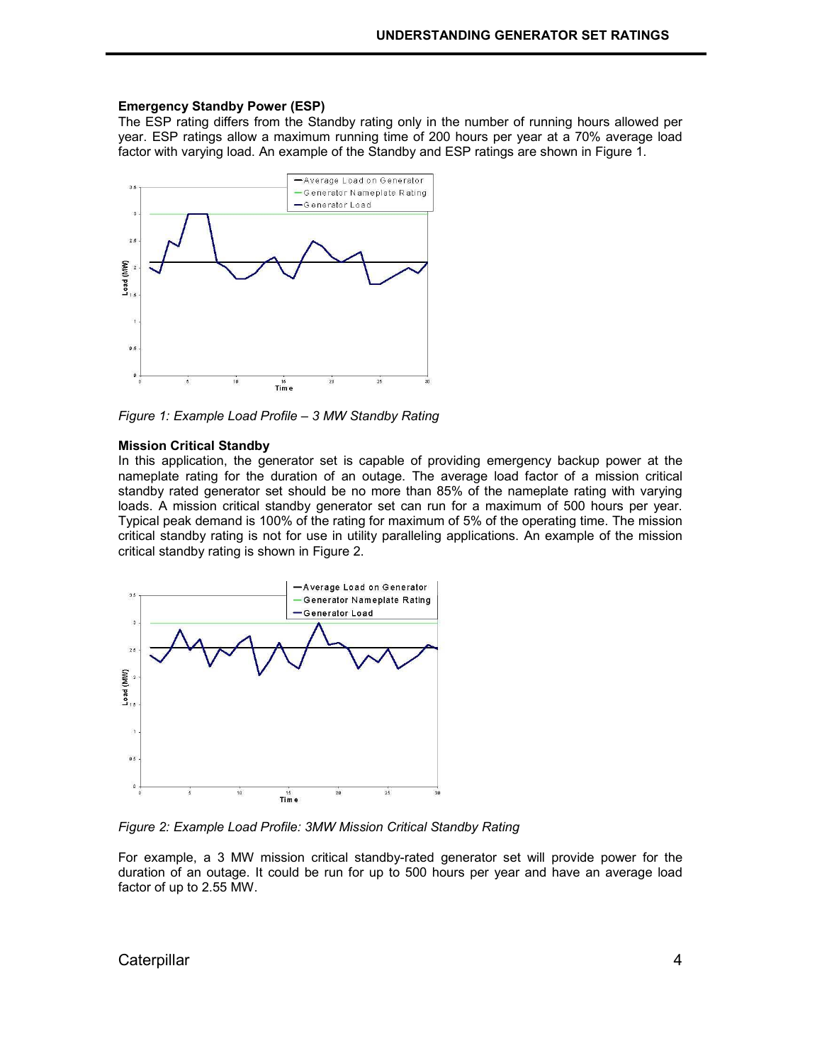### Emergency Standby Power (ESP)

The ESP rating differs from the Standby rating only in the number of running hours allowed per year. ESP ratings allow a maximum running time of 200 hours per year at a 70% average load factor with varying load. An example of the Standby and ESP ratings are shown in Figure 1.

*Figure 1: Example Load Profile – 3 MW Standby Rating*

### Mission Critical Standby

In this application, the generator set is capable of providing emergency backup power at the nameplate rating for the duration of an outage. The average load factor of a mission critical standby rated generator set should be no more than 85% of the nameplate rating with varying loads. A mission critical standby generator set can run for a maximum of 500 hours per year. Typical peak demand is 100% of the rating for maximum of 5% of the operating time. The mission critical standby rating is not for use in utility paralleling applications. An example of the mission critical standby rating is shown in Figure 2.

*Figure 2: Example Load Profile: 3MW Mission Critical Standby Rating*

For example, a 3 MW mission critical standby-rated generator set will provide power for the duration of an outage. It could be run for up to 500 hours per year and have an average load factor of up to 2.55 MW.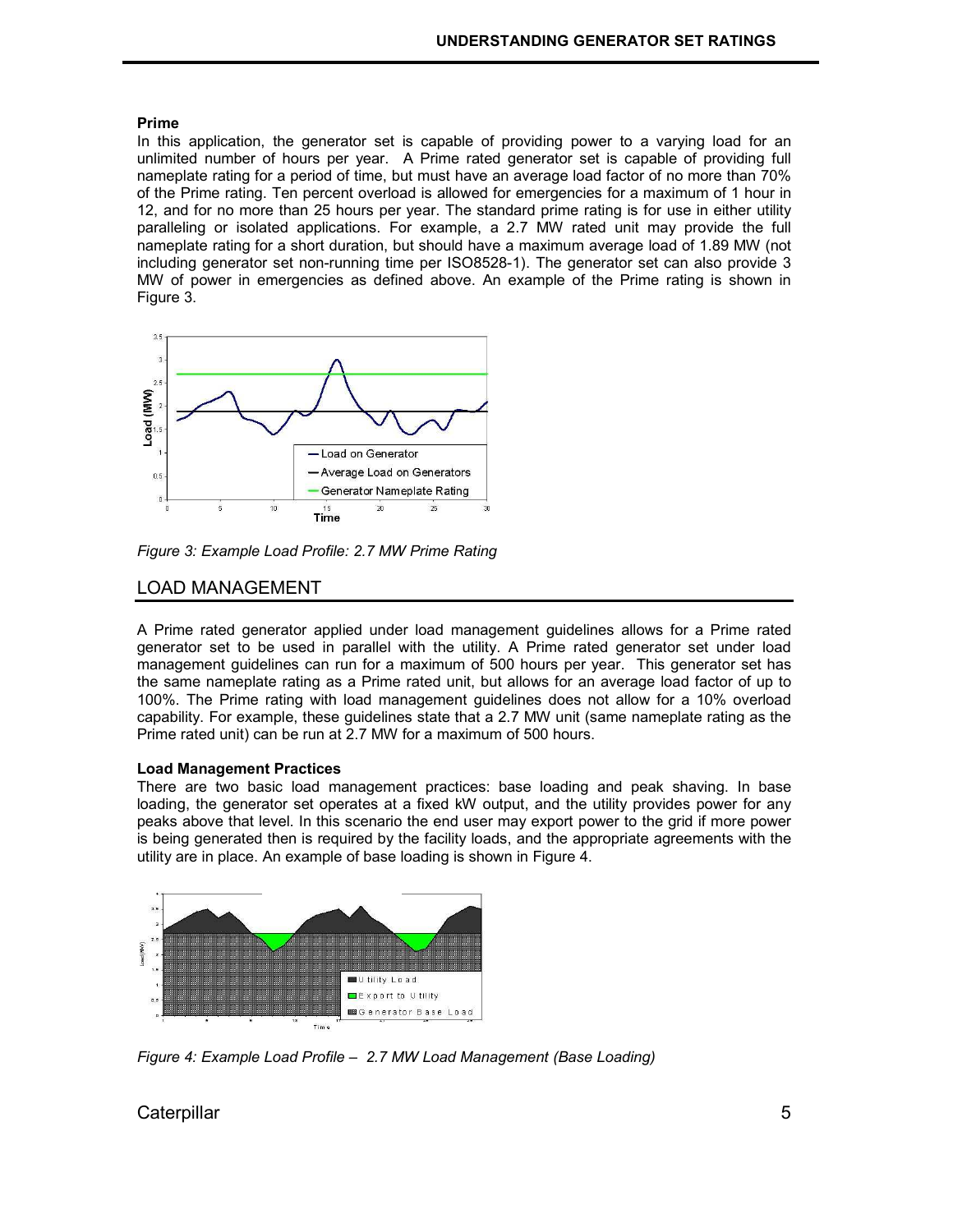**Prime**

In this application, the generator set is capable of providing power to a varying load for an unlimited number of hours per year. A Prime rated generator set is capable of providing full nameplate rating for a period of time, but must have an average load factor of no more than 70% of the Prime rating. Ten percent overload is allowed for emergencies for a maximum of 1 hour in 12, and for no more than 25 hours per year. The standard prime rating is for use in either utility paralleling or isolated applications. For example, a 2.7 MW rated unit may provide the full nameplate rating for a short duration, but should have a maximum average load of 1.89 MW (not including generator set non-running time per ISO8528-1). The generator set can also provide 3 MW of power in emergencies as defined above. An example of the Prime rating is shown in Figure 3.

*Figure 3: Example Load Profile: 2.7 MW Prime Rating*

## LOAD MANAGEMENT

A Prime rated generator applied under load management guidelines allows for a Prime rated generator set to be used in parallel with the utility. A Prime rated generator set under load management guidelines can run for a maximum of 500 hours per year. This generator set has the same nameplate rating as a Prime rated unit, but allows for an average load factor of up to 100%. The Prime rating with load management guidelines does not allow for a 10% overload capability. For example, these guidelines state that a 2.7 MW unit (same nameplate rating as the Prime rated unit) can be run at 2.7 MW for a maximum of 500 hours.

**Load Management Practices**

There are two basic load management practices: base loading and peak shaving. In base loading, the generator set operates at a fixed kW output, and the utility provides power for any peaks above that level. In this scenario the end user may export power to the grid if more power is being generated then is required by the facility loads, and the appropriate agreements with the utility are in place. An example of base loading is shown in Figure 4.

*Figure 4: Example Load Profile – 2.7 MW Load Management (Base Loading)*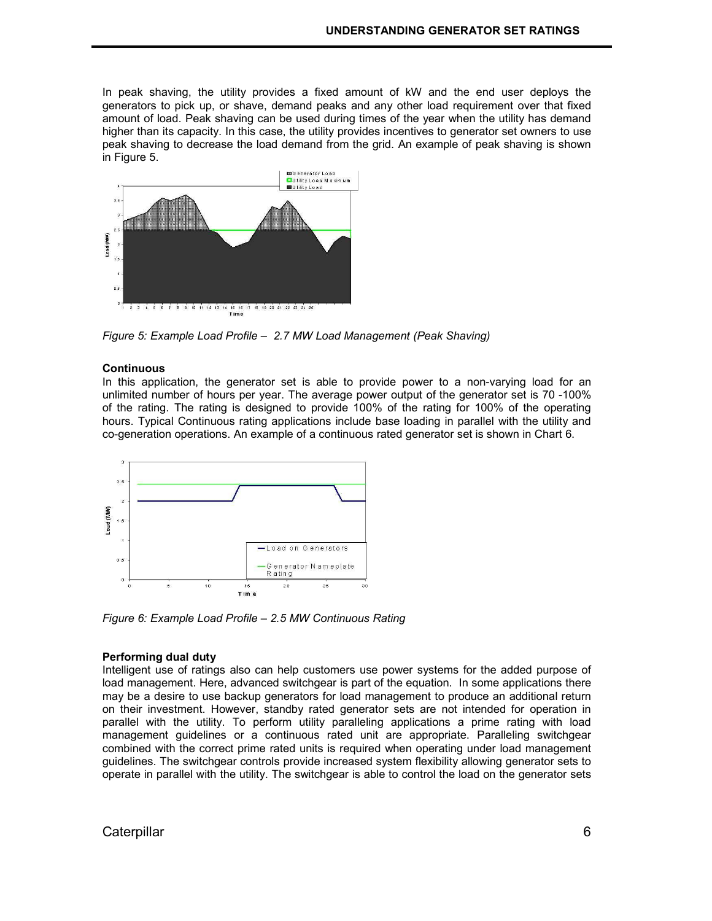In peak shaving, the utility provides a fixed amount of kW and the end user deploys the generators to pick up, or shave, demand peaks and any other load requirement over that fixed amount of load. Peak shaving can be used during times of the year when the utility has demand higher than its capacity. In this case, the utility provides incentives to generator set owners to use peak shaving to decrease the load demand from the grid. An example of peak shaving is shown in Figure 5.

*Figure 5: Example Load Profile – 2.7 MW Load Management (Peak Shaving)*

**Continuous**

In this application, the generator set is able to provide power to a non-varying load for an unlimited number of hours per year. The average power output of the generator set is 70 -100% of the rating. The rating is designed to provide 100% of the rating for 100% of the operating hours. Typical Continuous rating applications include base loading in parallel with the utility and co-generation operations. An example of a continuous rated generator set is shown in Chart 6.

*Figure 6: Example Load Profile – 2.5 MW Continuous Rating*

**Performing dual duty**

Intelligent use of ratings also can help customers use power systems for the added purpose of load management. Here, advanced switchgear is part of the equation. In some applications there may be a desire to use backup generators for load management to produce an additional return on their investment. However, standby rated generator sets are not intended for operation in parallel with the utility. To perform utility paralleling applications a prime rating with load management guidelines or a continuous rated unit are appropriate. Paralleling switchgear combined with the correct prime rated units is required when operating under load management guidelines. The switchgear controls provide increased system flexibility allowing generator sets to operate in parallel with the utility. The switchgear is able to control the load on the generator sets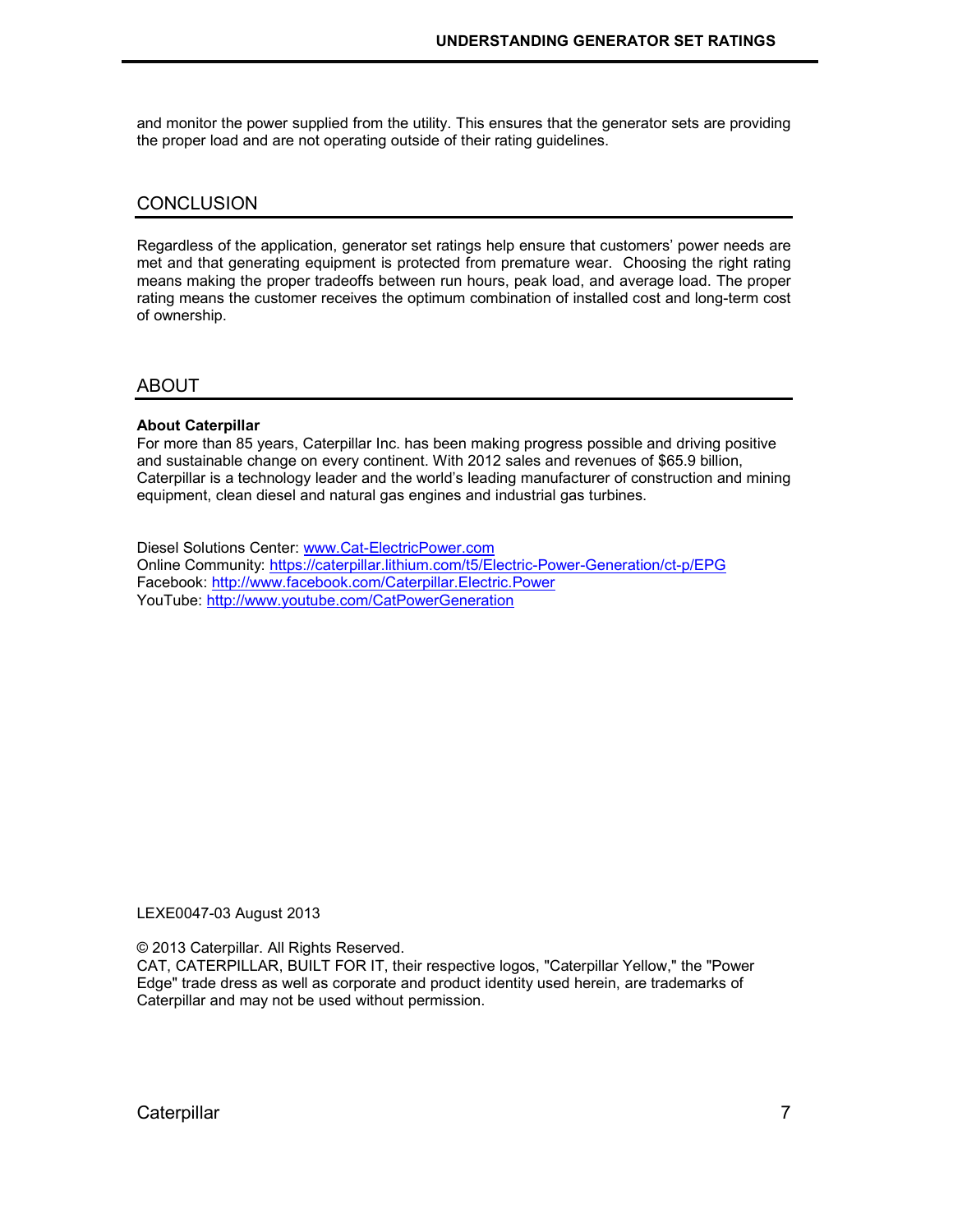and monitor the power supplied from the utility. This ensures that the generator sets are providing the proper load and are not operating outside of their rating guidelines.

## CONCLUSION

Regardless of the application, generator set ratings help ensure that customers' power needs are met and that generating equipment is protected from premature wear. Choosing the right rating means making the proper tradeoffs between run hours, peak load, and average load. The proper rating means the customer receives the optimum combination of installed cost and long-term cost of ownership.

## ABOUT

**About Caterpillar**
For more than 85 years, Caterpillar Inc. has been making progress possible and driving positive and sustainable change on every continent. With 2012 sales and revenues of $65.9 billion, Caterpillar is a technology leader and the world's leading manufacturer of construction and mining equipment, clean diesel and natural gas engines and industrial gas turbines.

Diesel Solutions Center: [www.Cat-ElectricPower.com](www.Cat-ElectricPower.com)
Online Community: [https://caterpillar.lithium.com/t5/Electric-Power-Generation/ct-p/EPG](https://caterpillar.lithium.com/t5/Electric-Power-Generation/ct-p/EPG)
Facebook: [http://www.facebook.com/Caterpillar.Electric.Power](http://www.facebook.com/Caterpillar.Electric.Power)
YouTube: [http://www.youtube.com/CatPowerGeneration](http://www.youtube.com/CatPowerGeneration)

LEXE0047-03 August 2013

© 2013 Caterpillar. All Rights Reserved.
CAT, CATERPILLAR, BUILT FOR IT, their respective logos, "Caterpillar Yellow," the "Power Edge" trade dress as well as corporate and product identity used herein, are trademarks of Caterpillar and may not be used without permission.